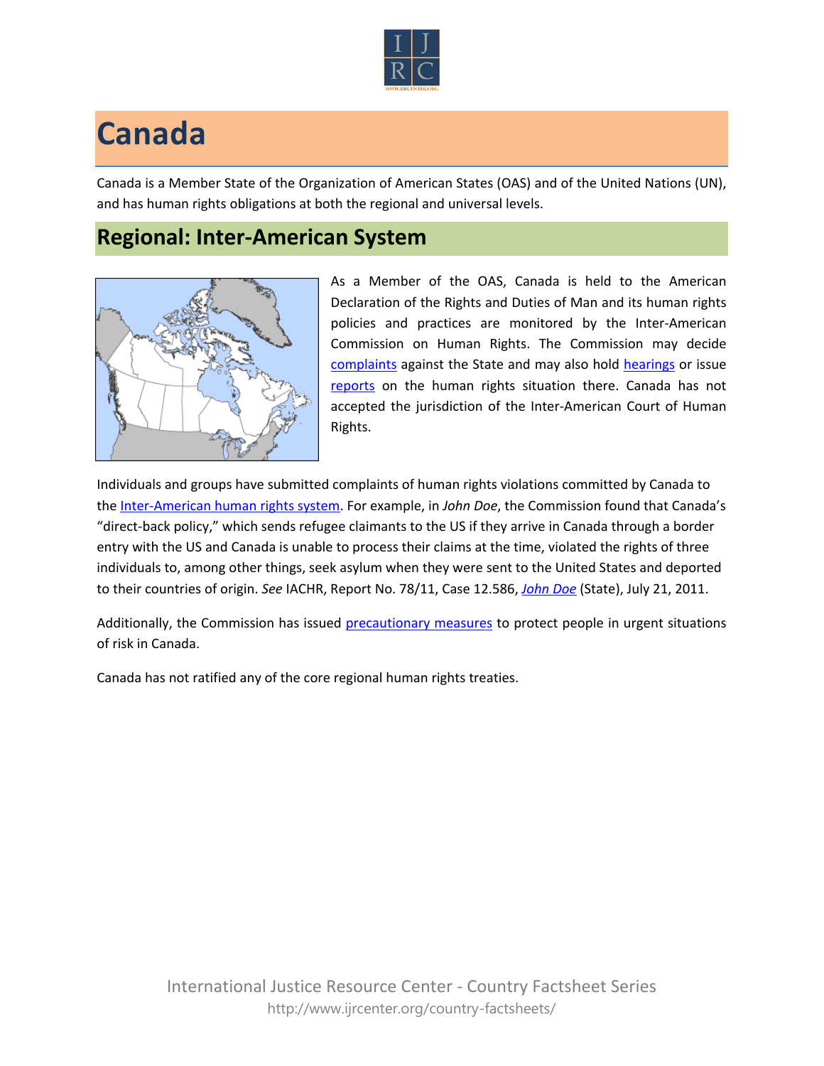# Canada

Canada is a Member State of the Organization of American States (OAS) and of the United Nations (UN), and has human rights obligations at both the regional and universal levels.

## Regional: Inter-American System

As a Member of the OAS, Canada is held to the American Declaration of the Rights and Duties of Man and its human rights policies and practices are monitored by the Inter-American Commission on Human Rights. The Commission may decide complaints against the State and may also hold hearings or issue reports on the human rights situation there. Canada has not accepted the jurisdiction of the Inter-American Court of Human Rights.

Individuals and groups have submitted complaints of human rights violations committed by Canada to the Inter-American human rights system. For example, in *John Doe*, the Commission found that Canada's "direct-back policy," which sends refugee claimants to the US if they arrive in Canada through a border entry with the US and Canada is unable to process their claims at the time, violated the rights of three individuals to, among other things, seek asylum when they were sent to the United States and deported to their countries of origin. *See* IACHR, Report No. 78/11, Case 12.586, *John Doe* (State), July 21, 2011.

Additionally, the Commission has issued precautionary measures to protect people in urgent situations of risk in Canada.

Canada has not ratified any of the core regional human rights treaties.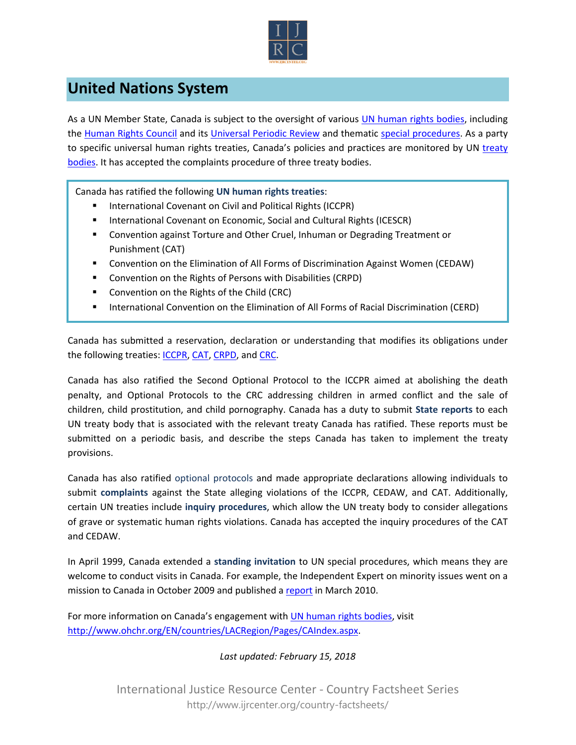## United Nations System

As a UN Member State, Canada is subject to the oversight of various UN human rights bodies, including the Human Rights Council and its Universal Periodic Review and thematic special procedures. As a party to specific universal human rights treaties, Canada's policies and practices are monitored by UN treaty bodies. It has accepted the complaints procedure of three treaty bodies.

Canada has ratified the following **UN human rights treaties**:

- International Covenant on Civil and Political Rights (ICCPR)
- International Covenant on Economic, Social and Cultural Rights (ICESCR)
- Convention against Torture and Other Cruel, Inhuman or Degrading Treatment or Punishment (CAT)
- Convention on the Elimination of All Forms of Discrimination Against Women (CEDAW)
- Convention on the Rights of Persons with Disabilities (CRPD)
- Convention on the Rights of the Child (CRC)
- International Convention on the Elimination of All Forms of Racial Discrimination (CERD)

Canada has submitted a reservation, declaration or understanding that modifies its obligations under the following treaties: ICCPR, CAT, CRPD, and CRC.

Canada has also ratified the Second Optional Protocol to the ICCPR aimed at abolishing the death penalty, and Optional Protocols to the CRC addressing children in armed conflict and the sale of children, child prostitution, and child pornography. Canada has a duty to submit **State reports** to each UN treaty body that is associated with the relevant treaty Canada has ratified. These reports must be submitted on a periodic basis, and describe the steps Canada has taken to implement the treaty provisions.

Canada has also ratified optional protocols and made appropriate declarations allowing individuals to submit **complaints** against the State alleging violations of the ICCPR, CEDAW, and CAT. Additionally, certain UN treaties include **inquiry procedures**, which allow the UN treaty body to consider allegations of grave or systematic human rights violations. Canada has accepted the inquiry procedures of the CAT and CEDAW.

In April 1999, Canada extended a **standing invitation** to UN special procedures, which means they are welcome to conduct visits in Canada. For example, the Independent Expert on minority issues went on a mission to Canada in October 2009 and published a report in March 2010.

For more information on Canada's engagement with UN human rights bodies, visit http://www.ohchr.org/EN/countries/LACRegion/Pages/CAIndex.aspx.

*Last updated: February 15, 2018*